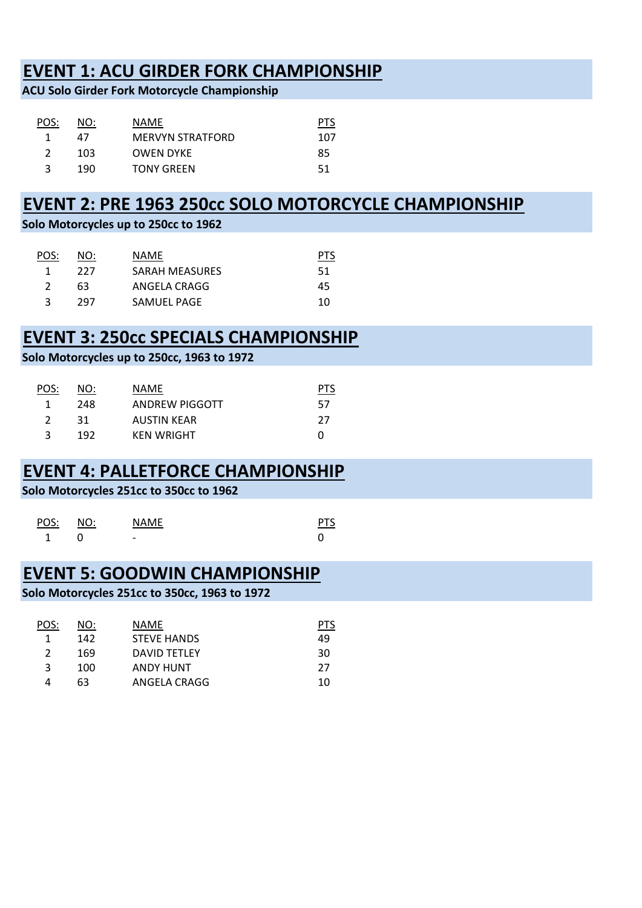## EVENT 1: ACU GIRDER FORK CHAMPIONSHIP

**ACU Solo Girder Fork Motorcycle Championship**

| POS: | NO: | NAME | PTS |
|---|---|---|---|
| 1 | 47 | MERVYN STRATFORD | 107 |
| 2 | 103 | OWEN DYKE | 85 |
| 3 | 190 | TONY GREEN | 51 |

## EVENT 2: PRE 1963 250cc SOLO MOTORCYCLE CHAMPIONSHIP

**Solo Motorcycles up to 250cc to 1962**

| POS: | NO: | NAME | PTS |
|---|---|---|---|
| 1 | 227 | SARAH MEASURES | 51 |
| 2 | 63 | ANGELA CRAGG | 45 |
| 3 | 297 | SAMUEL PAGE | 10 |

## EVENT 3: 250cc SPECIALS CHAMPIONSHIP

**Solo Motorcycles up to 250cc, 1963 to 1972**

| POS: | NO: | NAME | PTS |
|---|---|---|---|
| 1 | 248 | ANDREW PIGGOTT | 57 |
| 2 | 31 | AUSTIN KEAR | 27 |
| 3 | 192 | KEN WRIGHT | 0 |

## EVENT 4: PALLETFORCE CHAMPIONSHIP

**Solo Motorcycles 251cc to 350cc to 1962**

| POS: | NO: | NAME | PTS |
|---|---|---|---|
| 1 | 0 | - | 0 |

## EVENT 5: GOODWIN CHAMPIONSHIP

**Solo Motorcycles 251cc to 350cc, 1963 to 1972**

| POS: | NO: | NAME | PTS |
|---|---|---|---|
| 1 | 142 | STEVE HANDS | 49 |
| 2 | 169 | DAVID TETLEY | 30 |
| 3 | 100 | ANDY HUNT | 27 |
| 4 | 63 | ANGELA CRAGG | 10 |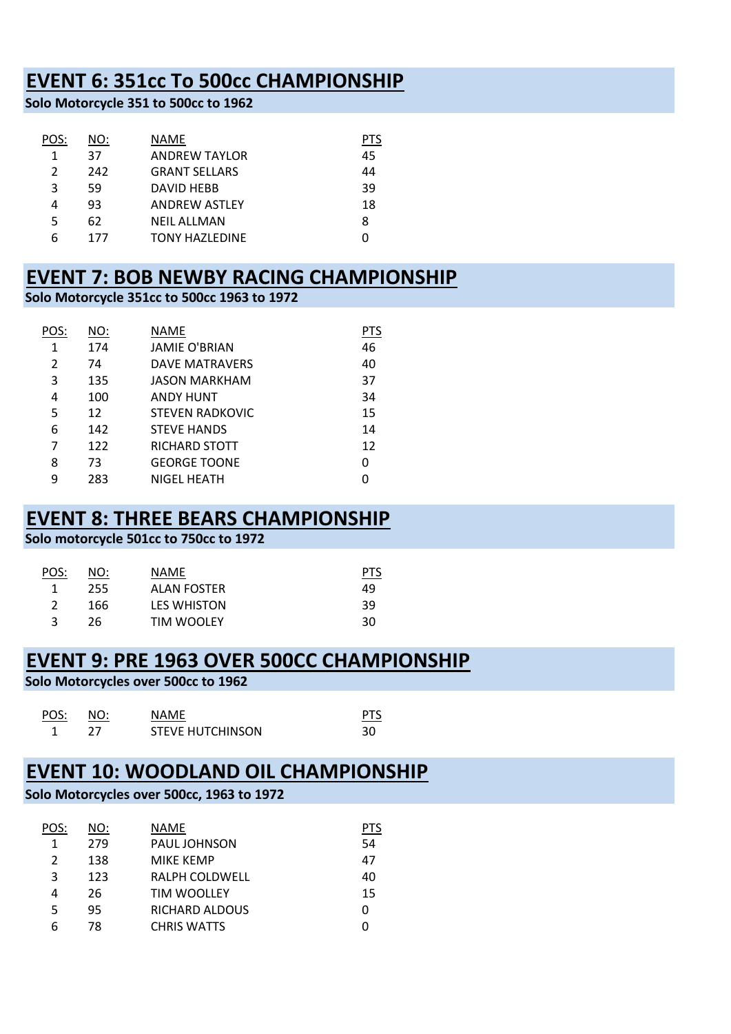## EVENT 6: 351cc To 500cc CHAMPIONSHIP

**Solo Motorcycle 351 to 500cc to 1962**

| POS: | NO: | NAME | PTS |
|---|---|---|---|
| 1 | 37 | ANDREW TAYLOR | 45 |
| 2 | 242 | GRANT SELLARS | 44 |
| 3 | 59 | DAVID HEBB | 39 |
| 4 | 93 | ANDREW ASTLEY | 18 |
| 5 | 62 | NEIL ALLMAN | 8 |
| 6 | 177 | TONY HAZLEDINE | 0 |

## EVENT 7: BOB NEWBY RACING CHAMPIONSHIP

**Solo Motorcycle 351cc to 500cc 1963 to 1972**

| POS: | NO: | NAME | PTS |
|---|---|---|---|
| 1 | 174 | JAMIE O'BRIAN | 46 |
| 2 | 74 | DAVE MATRAVERS | 40 |
| 3 | 135 | JASON MARKHAM | 37 |
| 4 | 100 | ANDY HUNT | 34 |
| 5 | 12 | STEVEN RADKOVIC | 15 |
| 6 | 142 | STEVE HANDS | 14 |
| 7 | 122 | RICHARD STOTT | 12 |
| 8 | 73 | GEORGE TOONE | 0 |
| 9 | 283 | NIGEL HEATH | 0 |

## EVENT 8: THREE BEARS CHAMPIONSHIP

**Solo motorcycle 501cc to 750cc to 1972**

| POS: | NO: | NAME | PTS |
|---|---|---|---|
| 1 | 255 | ALAN FOSTER | 49 |
| 2 | 166 | LES WHISTON | 39 |
| 3 | 26 | TIM WOOLEY | 30 |

## EVENT 9: PRE 1963 OVER 500CC CHAMPIONSHIP

**Solo Motorcycles over 500cc to 1962**

| POS: | NO: | NAME | PTS |
|---|---|---|---|
| 1 | 27 | STEVE HUTCHINSON | 30 |

## EVENT 10: WOODLAND OIL CHAMPIONSHIP

**Solo Motorcycles over 500cc, 1963 to 1972**

| POS: | NO: | NAME | PTS |
|---|---|---|---|
| 1 | 279 | PAUL JOHNSON | 54 |
| 2 | 138 | MIKE KEMP | 47 |
| 3 | 123 | RALPH COLDWELL | 40 |
| 4 | 26 | TIM WOOLLEY | 15 |
| 5 | 95 | RICHARD ALDOUS | 0 |
| 6 | 78 | CHRIS WATTS | 0 |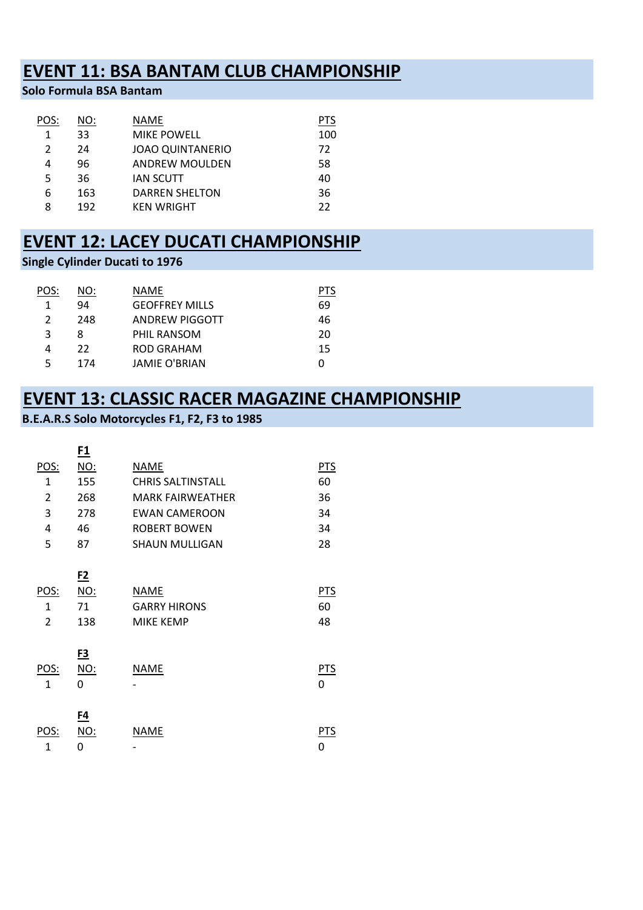## EVENT 11: BSA BANTAM CLUB CHAMPIONSHIP

**Solo Formula BSA Bantam**

| POS: | NO: | NAME | PTS |
|---|---|---|---|
| 1 | 33 | MIKE POWELL | 100 |
| 2 | 24 | JOAO QUINTANERIO | 72 |
| 4 | 96 | ANDREW MOULDEN | 58 |
| 5 | 36 | IAN SCUTT | 40 |
| 6 | 163 | DARREN SHELTON | 36 |
| 8 | 192 | KEN WRIGHT | 22 |

## EVENT 12: LACEY DUCATI CHAMPIONSHIP

**Single Cylinder Ducati to 1976**

| POS: | NO: | NAME | PTS |
|---|---|---|---|
| 1 | 94 | GEOFFREY MILLS | 69 |
| 2 | 248 | ANDREW PIGGOTT | 46 |
| 3 | 8 | PHIL RANSOM | 20 |
| 4 | 22 | ROD GRAHAM | 15 |
| 5 | 174 | JAMIE O'BRIAN | 0 |

## EVENT 13: CLASSIC RACER MAGAZINE CHAMPIONSHIP

**B.E.A.R.S Solo Motorcycles F1, F2, F3 to 1985**

**F1**

| POS: | NO: | NAME | PTS |
|---|---|---|---|
| 1 | 155 | CHRIS SALTINSTALL | 60 |
| 2 | 268 | MARK FAIRWEATHER | 36 |
| 3 | 278 | EWAN CAMEROON | 34 |
| 4 | 46 | ROBERT BOWEN | 34 |
| 5 | 87 | SHAUN MULLIGAN | 28 |

**F2**

| POS: | NO: | NAME | PTS |
|---|---|---|---|
| 1 | 71 | GARRY HIRONS | 60 |
| 2 | 138 | MIKE KEMP | 48 |

**F3**

| POS: | NO: | NAME | PTS |
|---|---|---|---|
| 1 | 0 | - | 0 |

**F4**

| POS: | NO: | NAME | PTS |
|---|---|---|---|
| 1 | 0 | - | 0 |